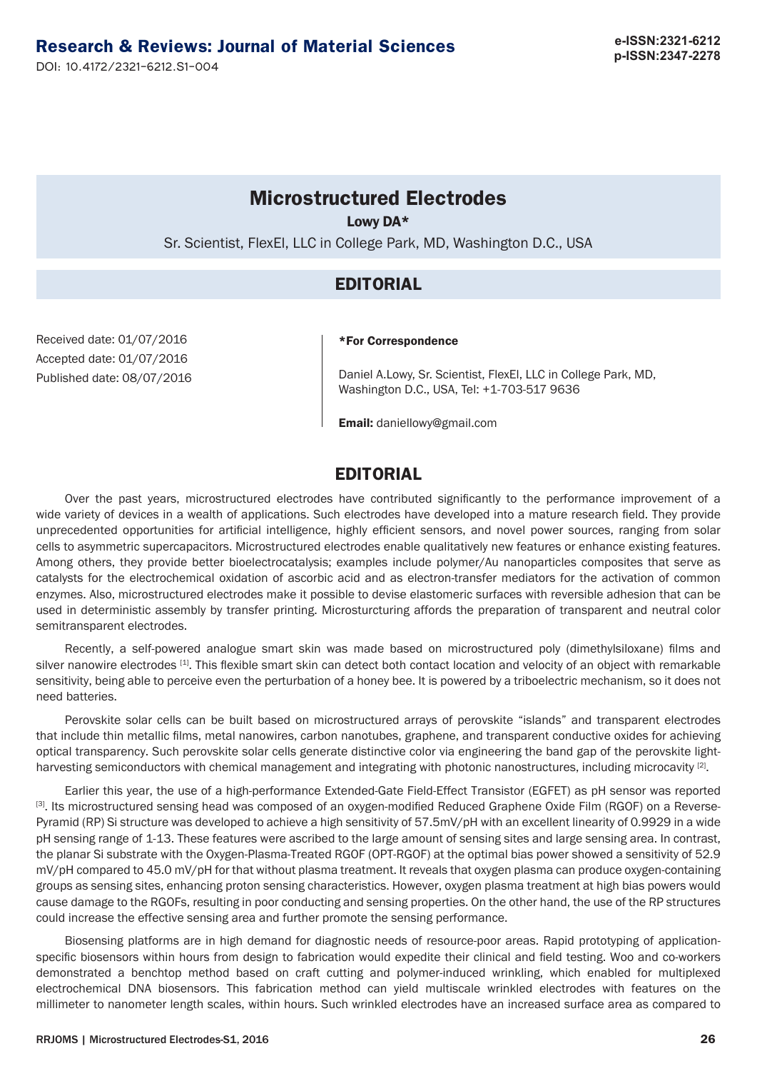# Microstructured Electrodes

**Lowy DA***

Sr. Scientist, FlexEl, LLC in College Park, MD, Washington D.C., USA

## EDITORIAL

Received date: 01/07/2016
Accepted date: 01/07/2016
Published date: 08/07/2016

***For Correspondence**

Daniel A.Lowy, Sr. Scientist, FlexEl, LLC in College Park, MD, Washington D.C., USA, Tel: +1-703-517 9636

**Email:** daniellowy@gmail.com

## EDITORIAL

Over the past years, microstructured electrodes have contributed significantly to the performance improvement of a wide variety of devices in a wealth of applications. Such electrodes have developed into a mature research field. They provide unprecedented opportunities for artificial intelligence, highly efficient sensors, and novel power sources, ranging from solar cells to asymmetric supercapacitors. Microstructured electrodes enable qualitatively new features or enhance existing features. Among others, they provide better bioelectrocatalysis; examples include polymer/Au nanoparticles composites that serve as catalysts for the electrochemical oxidation of ascorbic acid and as electron-transfer mediators for the activation of common enzymes. Also, microstructured electrodes make it possible to devise elastomeric surfaces with reversible adhesion that can be used in deterministic assembly by transfer printing. Microsturcturing affords the preparation of transparent and neutral color semitransparent electrodes.

Recently, a self-powered analogue smart skin was made based on microstructured poly (dimethylsiloxane) films and silver nanowire electrodes [1]. This flexible smart skin can detect both contact location and velocity of an object with remarkable sensitivity, being able to perceive even the perturbation of a honey bee. It is powered by a triboelectric mechanism, so it does not need batteries.

Perovskite solar cells can be built based on microstructured arrays of perovskite “islands” and transparent electrodes that include thin metallic films, metal nanowires, carbon nanotubes, graphene, and transparent conductive oxides for achieving optical transparency. Such perovskite solar cells generate distinctive color via engineering the band gap of the perovskite light-harvesting semiconductors with chemical management and integrating with photonic nanostructures, including microcavity [2].

Earlier this year, the use of a high-performance Extended-Gate Field-Effect Transistor (EGFET) as pH sensor was reported [3]. Its microstructured sensing head was composed of an oxygen-modified Reduced Graphene Oxide Film (RGOF) on a Reverse-Pyramid (RP) Si structure was developed to achieve a high sensitivity of 57.5mV/pH with an excellent linearity of 0.9929 in a wide pH sensing range of 1-13. These features were ascribed to the large amount of sensing sites and large sensing area. In contrast, the planar Si substrate with the Oxygen-Plasma-Treated RGOF (OPT-RGOF) at the optimal bias power showed a sensitivity of 52.9 mV/pH compared to 45.0 mV/pH for that without plasma treatment. It reveals that oxygen plasma can produce oxygen-containing groups as sensing sites, enhancing proton sensing characteristics. However, oxygen plasma treatment at high bias powers would cause damage to the RGOFs, resulting in poor conducting and sensing properties. On the other hand, the use of the RP structures could increase the effective sensing area and further promote the sensing performance.

Biosensing platforms are in high demand for diagnostic needs of resource-poor areas. Rapid prototyping of application-specific biosensors within hours from design to fabrication would expedite their clinical and field testing. Woo and co-workers demonstrated a benchtop method based on craft cutting and polymer-induced wrinkling, which enabled for multiplexed electrochemical DNA biosensors. This fabrication method can yield multiscale wrinkled electrodes with features on the millimeter to nanometer length scales, within hours. Such wrinkled electrodes have an increased surface area as compared to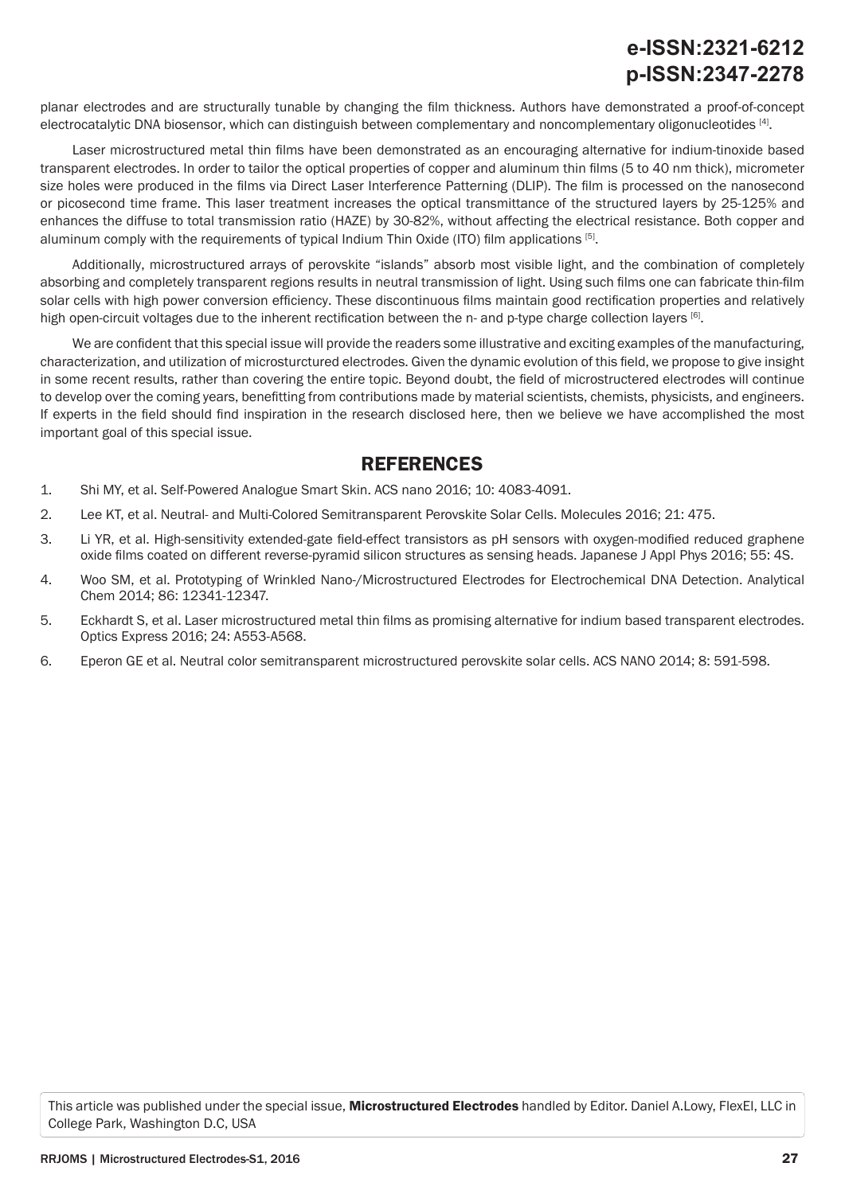planar electrodes and are structurally tunable by changing the film thickness. Authors have demonstrated a proof-of-concept electrocatalytic DNA biosensor, which can distinguish between complementary and noncomplementary oligonucleotides [4].

Laser microstructured metal thin films have been demonstrated as an encouraging alternative for indium-tinoxide based transparent electrodes. In order to tailor the optical properties of copper and aluminum thin films (5 to 40 nm thick), micrometer size holes were produced in the films via Direct Laser Interference Patterning (DLIP). The film is processed on the nanosecond or picosecond time frame. This laser treatment increases the optical transmittance of the structured layers by 25-125% and enhances the diffuse to total transmission ratio (HAZE) by 30-82%, without affecting the electrical resistance. Both copper and aluminum comply with the requirements of typical Indium Thin Oxide (ITO) film applications [5].

Additionally, microstructured arrays of perovskite "islands" absorb most visible light, and the combination of completely absorbing and completely transparent regions results in neutral transmission of light. Using such films one can fabricate thin-film solar cells with high power conversion efficiency. These discontinuous films maintain good rectification properties and relatively high open-circuit voltages due to the inherent rectification between the n- and p-type charge collection layers [6].

We are confident that this special issue will provide the readers some illustrative and exciting examples of the manufacturing, characterization, and utilization of microsturctured electrodes. Given the dynamic evolution of this field, we propose to give insight in some recent results, rather than covering the entire topic. Beyond doubt, the field of microstructered electrodes will continue to develop over the coming years, benefitting from contributions made by material scientists, chemists, physicists, and engineers. If experts in the field should find inspiration in the research disclosed here, then we believe we have accomplished the most important goal of this special issue.

## REFERENCES

1. Shi MY, et al. Self-Powered Analogue Smart Skin. ACS nano 2016; 10: 4083-4091.
2. Lee KT, et al. Neutral- and Multi-Colored Semitransparent Perovskite Solar Cells. Molecules 2016; 21: 475.
3. Li YR, et al. High-sensitivity extended-gate field-effect transistors as pH sensors with oxygen-modified reduced graphene oxide films coated on different reverse-pyramid silicon structures as sensing heads. Japanese J Appl Phys 2016; 55: 4S.
4. Woo SM, et al. Prototyping of Wrinkled Nano-/Microstructured Electrodes for Electrochemical DNA Detection. Analytical Chem 2014; 86: 12341-12347.
5. Eckhardt S, et al. Laser microstructured metal thin films as promising alternative for indium based transparent electrodes. Optics Express 2016; 24: A553-A568.
6. Eperon GE et al. Neutral color semitransparent microstructured perovskite solar cells. ACS NANO 2014; 8: 591-598.

This article was published under the special issue, **Microstructured Electrodes** handled by Editor. Daniel A.Lowy, FlexEl, LLC in College Park, Washington D.C, USA